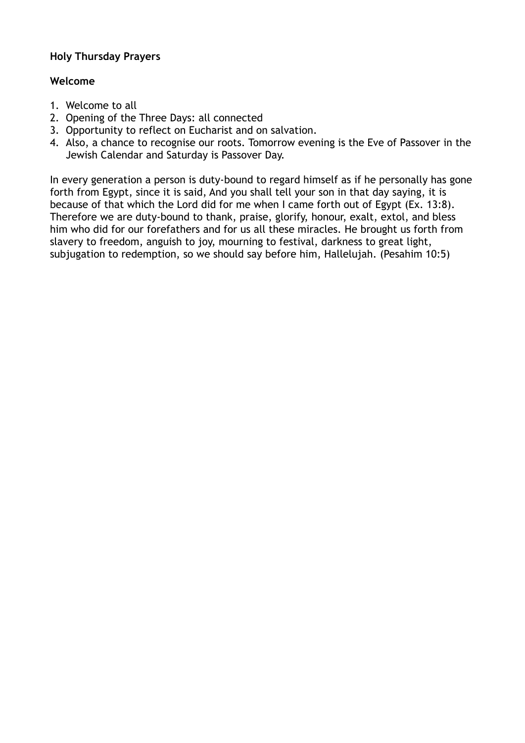**Holy Thursday Prayers**

**Welcome**

1. Welcome to all
2. Opening of the Three Days: all connected
3. Opportunity to reflect on Eucharist and on salvation.
4. Also, a chance to recognise our roots. Tomorrow evening is the Eve of Passover in the Jewish Calendar and Saturday is Passover Day.

In every generation a person is duty-bound to regard himself as if he personally has gone forth from Egypt, since it is said, And you shall tell your son in that day saying, it is because of that which the Lord did for me when I came forth out of Egypt (Ex. 13:8). Therefore we are duty-bound to thank, praise, glorify, honour, exalt, extol, and bless him who did for our forefathers and for us all these miracles. He brought us forth from slavery to freedom, anguish to joy, mourning to festival, darkness to great light, subjugation to redemption, so we should say before him, Hallelujah. (Pesahim 10:5)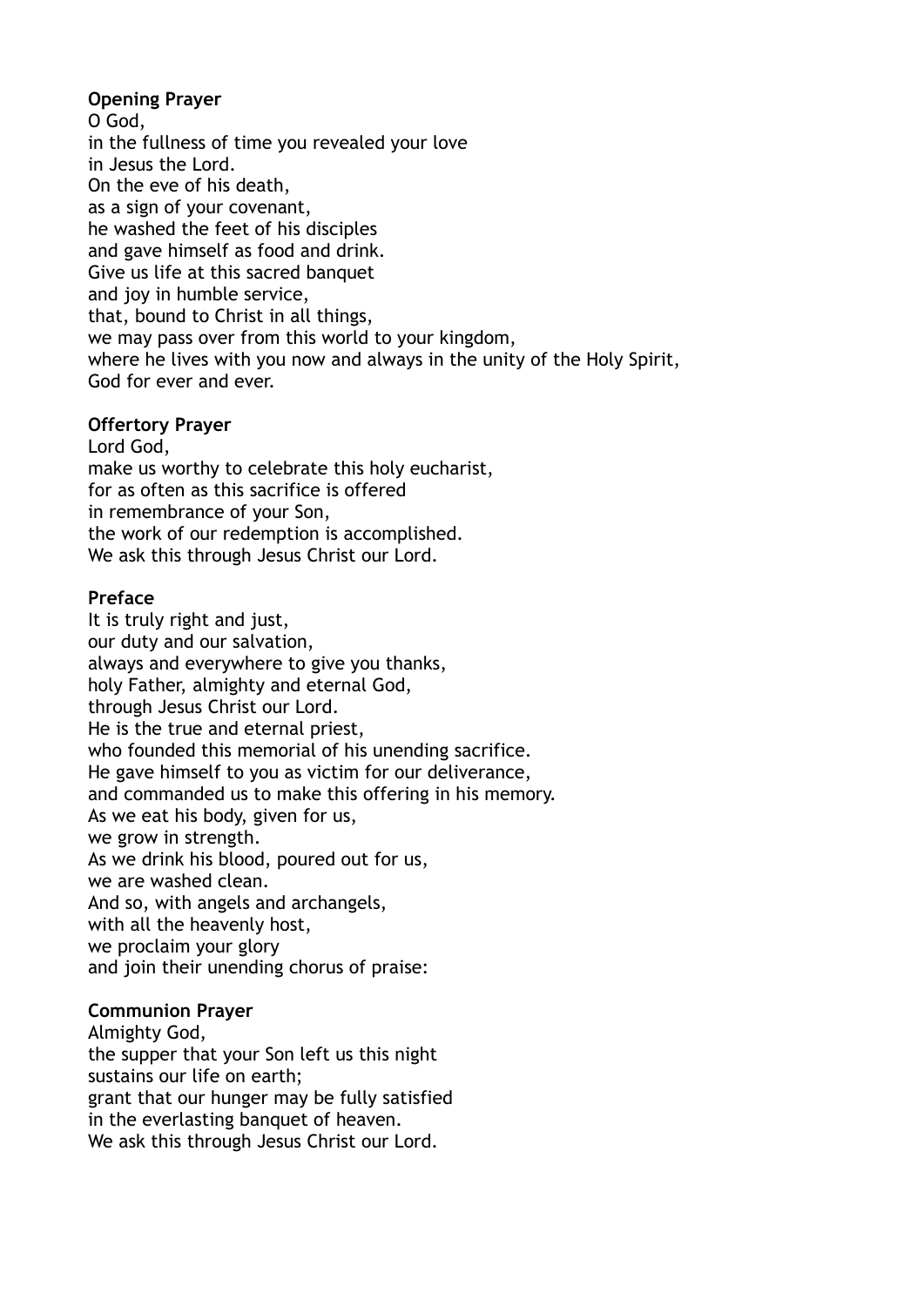**Opening Prayer**

O God,  
in the fullness of time you revealed your love  
in Jesus the Lord.  
On the eve of his death,  
as a sign of your covenant,  
he washed the feet of his disciples  
and gave himself as food and drink.  
Give us life at this sacred banquet  
and joy in humble service,  
that, bound to Christ in all things,  
we may pass over from this world to your kingdom,  
where he lives with you now and always in the unity of the Holy Spirit,  
God for ever and ever.

**Offertory Prayer**

Lord God,  
make us worthy to celebrate this holy eucharist,  
for as often as this sacrifice is offered  
in remembrance of your Son,  
the work of our redemption is accomplished.  
We ask this through Jesus Christ our Lord.

**Preface**

It is truly right and just,  
our duty and our salvation,  
always and everywhere to give you thanks,  
holy Father, almighty and eternal God,  
through Jesus Christ our Lord.  
He is the true and eternal priest,  
who founded this memorial of his unending sacrifice.  
He gave himself to you as victim for our deliverance,  
and commanded us to make this offering in his memory.  
As we eat his body, given for us,  
we grow in strength.  
As we drink his blood, poured out for us,  
we are washed clean.  
And so, with angels and archangels,  
with all the heavenly host,  
we proclaim your glory  
and join their unending chorus of praise:

**Communion Prayer**

Almighty God,  
the supper that your Son left us this night  
sustains our life on earth;  
grant that our hunger may be fully satisfied  
in the everlasting banquet of heaven.  
We ask this through Jesus Christ our Lord.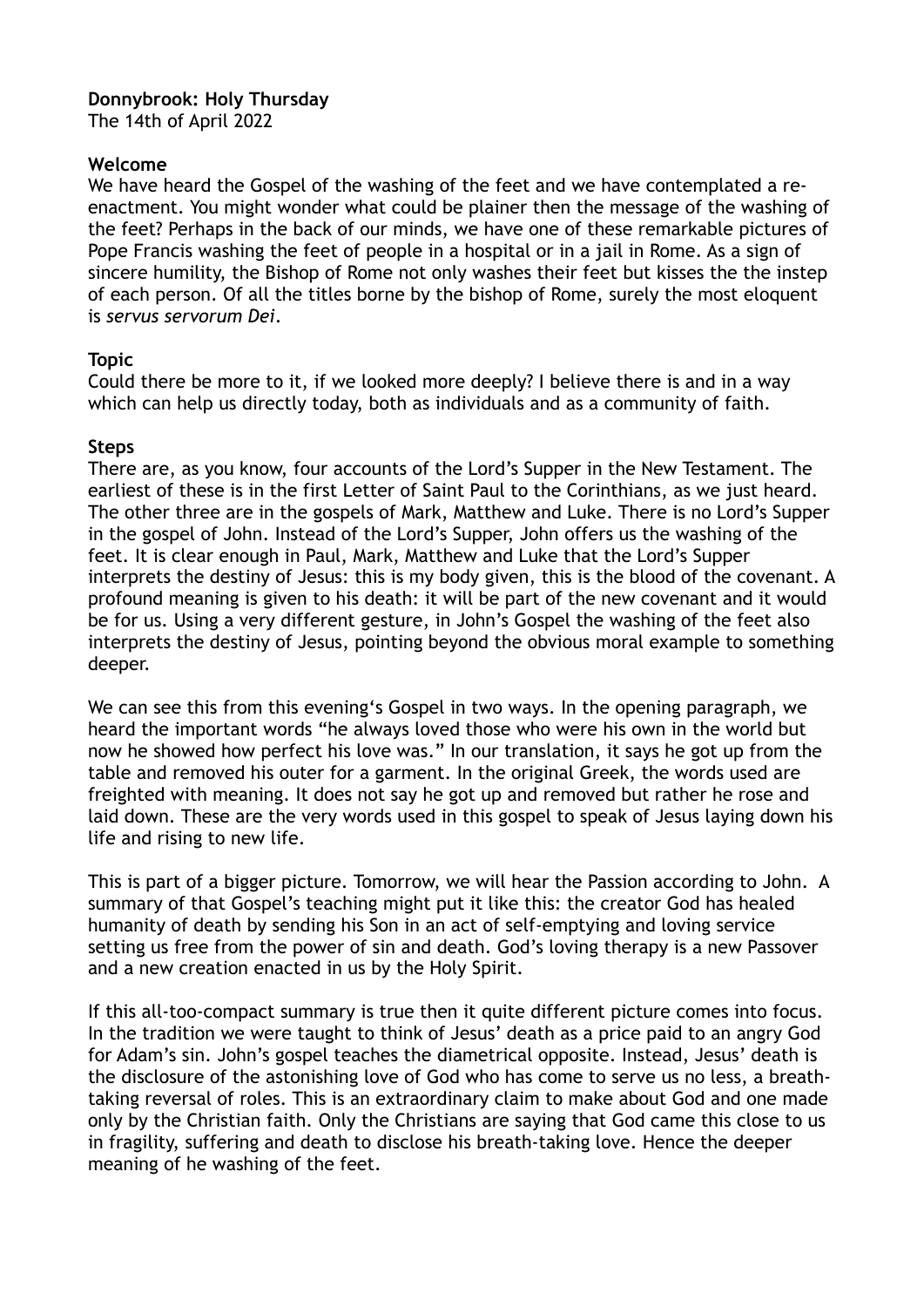**Donnybrook: Holy Thursday**
The 14th of April 2022

**Welcome**

We have heard the Gospel of the washing of the feet and we have contemplated a re-enactment. You might wonder what could be plainer then the message of the washing of the feet? Perhaps in the back of our minds, we have one of these remarkable pictures of Pope Francis washing the feet of people in a hospital or in a jail in Rome. As a sign of sincere humility, the Bishop of Rome not only washes their feet but kisses the the instep of each person. Of all the titles borne by the bishop of Rome, surely the most eloquent is *servus servorum Dei*.

**Topic**

Could there be more to it, if we looked more deeply? I believe there is and in a way which can help us directly today, both as individuals and as a community of faith.

**Steps**

There are, as you know, four accounts of the Lord's Supper in the New Testament. The earliest of these is in the first Letter of Saint Paul to the Corinthians, as we just heard. The other three are in the gospels of Mark, Matthew and Luke. There is no Lord's Supper in the gospel of John. Instead of the Lord's Supper, John offers us the washing of the feet. It is clear enough in Paul, Mark, Matthew and Luke that the Lord's Supper interprets the destiny of Jesus: this is my body given, this is the blood of the covenant. A profound meaning is given to his death: it will be part of the new covenant and it would be for us. Using a very different gesture, in John's Gospel the washing of the feet also interprets the destiny of Jesus, pointing beyond the obvious moral example to something deeper.

We can see this from this evening's Gospel in two ways. In the opening paragraph, we heard the important words "he always loved those who were his own in the world but now he showed how perfect his love was." In our translation, it says he got up from the table and removed his outer for a garment. In the original Greek, the words used are freighted with meaning. It does not say he got up and removed but rather he rose and laid down. These are the very words used in this gospel to speak of Jesus laying down his life and rising to new life.

This is part of a bigger picture. Tomorrow, we will hear the Passion according to John. A summary of that Gospel's teaching might put it like this: the creator God has healed humanity of death by sending his Son in an act of self-emptying and loving service setting us free from the power of sin and death. God's loving therapy is a new Passover and a new creation enacted in us by the Holy Spirit.

If this all-too-compact summary is true then it quite different picture comes into focus. In the tradition we were taught to think of Jesus' death as a price paid to an angry God for Adam's sin. John's gospel teaches the diametrical opposite. Instead, Jesus' death is the disclosure of the astonishing love of God who has come to serve us no less, a breath-taking reversal of roles. This is an extraordinary claim to make about God and one made only by the Christian faith. Only the Christians are saying that God came this close to us in fragility, suffering and death to disclose his breath-taking love. Hence the deeper meaning of he washing of the feet.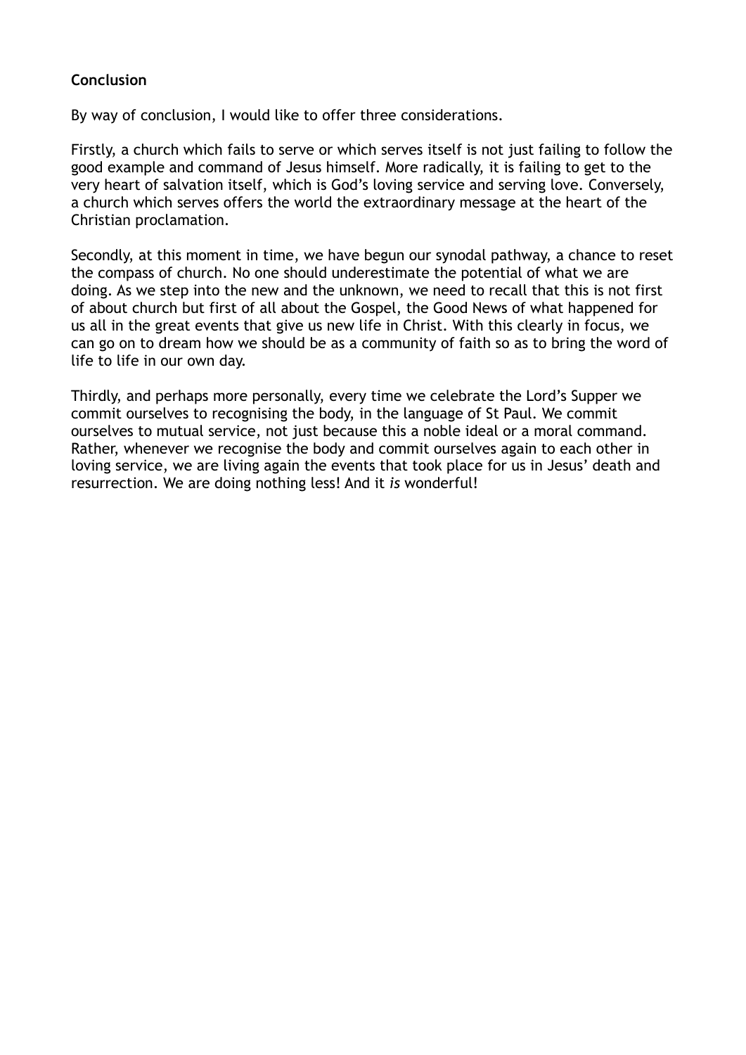**Conclusion**

By way of conclusion, I would like to offer three considerations.

Firstly, a church which fails to serve or which serves itself is not just failing to follow the good example and command of Jesus himself. More radically, it is failing to get to the very heart of salvation itself, which is God's loving service and serving love. Conversely, a church which serves offers the world the extraordinary message at the heart of the Christian proclamation.

Secondly, at this moment in time, we have begun our synodal pathway, a chance to reset the compass of church. No one should underestimate the potential of what we are doing. As we step into the new and the unknown, we need to recall that this is not first of about church but first of all about the Gospel, the Good News of what happened for us all in the great events that give us new life in Christ. With this clearly in focus, we can go on to dream how we should be as a community of faith so as to bring the word of life to life in our own day.

Thirdly, and perhaps more personally, every time we celebrate the Lord's Supper we commit ourselves to recognising the body, in the language of St Paul. We commit ourselves to mutual service, not just because this a noble ideal or a moral command. Rather, whenever we recognise the body and commit ourselves again to each other in loving service, we are living again the events that took place for us in Jesus' death and resurrection. We are doing nothing less! And it *is* wonderful!